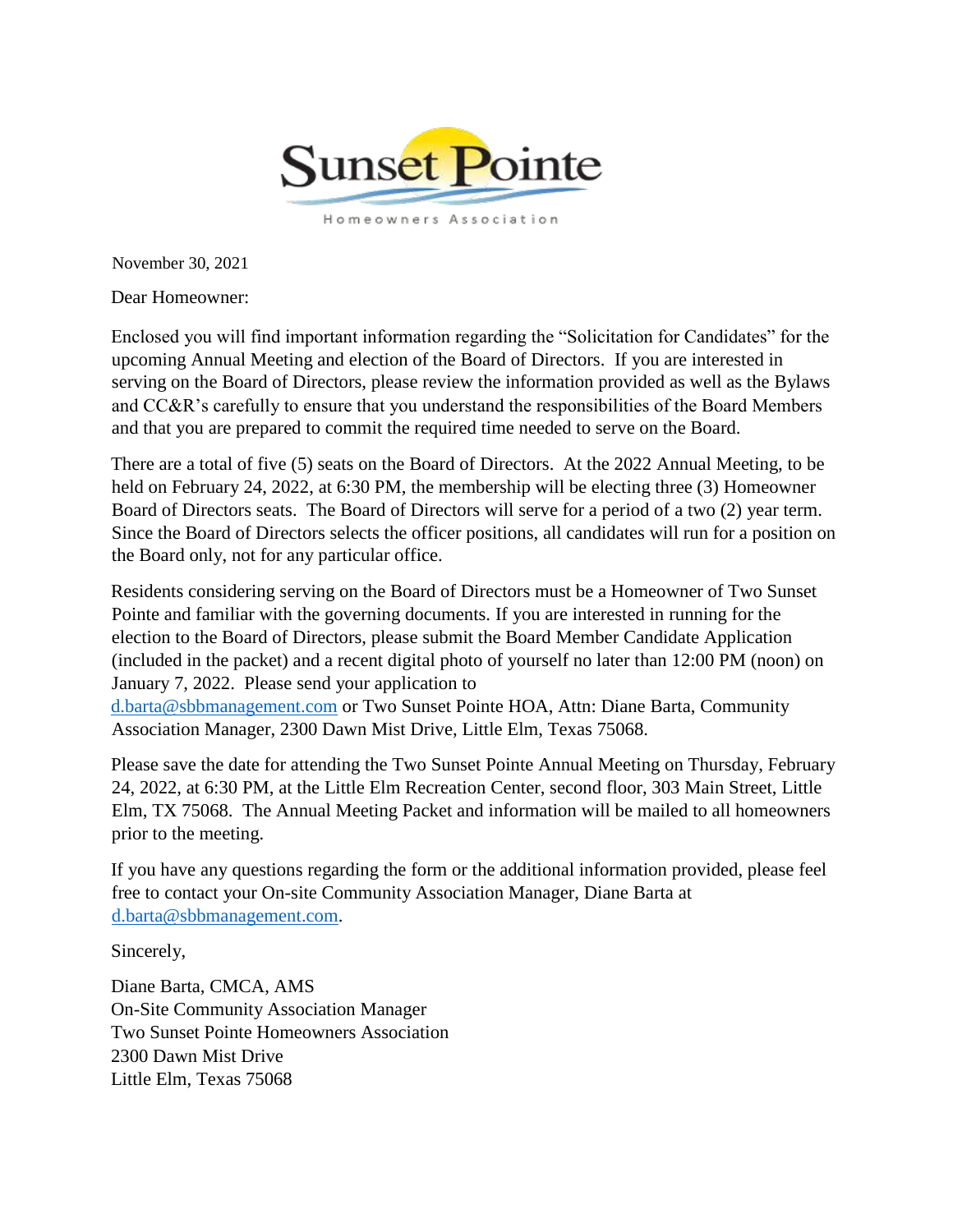Sunset Pointe

Homeowners Association

November 30, 2021

Dear Homeowner:

Enclosed you will find important information regarding the "Solicitation for Candidates" for the upcoming Annual Meeting and election of the Board of Directors. If you are interested in serving on the Board of Directors, please review the information provided as well as the Bylaws and CC&R's carefully to ensure that you understand the responsibilities of the Board Members and that you are prepared to commit the required time needed to serve on the Board.

There are a total of five (5) seats on the Board of Directors. At the 2022 Annual Meeting, to be held on February 24, 2022, at 6:30 PM, the membership will be electing three (3) Homeowner Board of Directors seats. The Board of Directors will serve for a period of a two (2) year term. Since the Board of Directors selects the officer positions, all candidates will run for a position on the Board only, not for any particular office.

Residents considering serving on the Board of Directors must be a Homeowner of Two Sunset Pointe and familiar with the governing documents. If you are interested in running for the election to the Board of Directors, please submit the Board Member Candidate Application (included in the packet) and a recent digital photo of yourself no later than 12:00 PM (noon) on January 7, 2022. Please send your application to d.barta@sbbmanagement.com or Two Sunset Pointe HOA, Attn: Diane Barta, Community Association Manager, 2300 Dawn Mist Drive, Little Elm, Texas 75068.

Please save the date for attending the Two Sunset Pointe Annual Meeting on Thursday, February 24, 2022, at 6:30 PM, at the Little Elm Recreation Center, second floor, 303 Main Street, Little Elm, TX 75068. The Annual Meeting Packet and information will be mailed to all homeowners prior to the meeting.

If you have any questions regarding the form or the additional information provided, please feel free to contact your On-site Community Association Manager, Diane Barta at d.barta@sbbmanagement.com.

Sincerely,

Diane Barta, CMCA, AMS
On-Site Community Association Manager
Two Sunset Pointe Homeowners Association
2300 Dawn Mist Drive
Little Elm, Texas 75068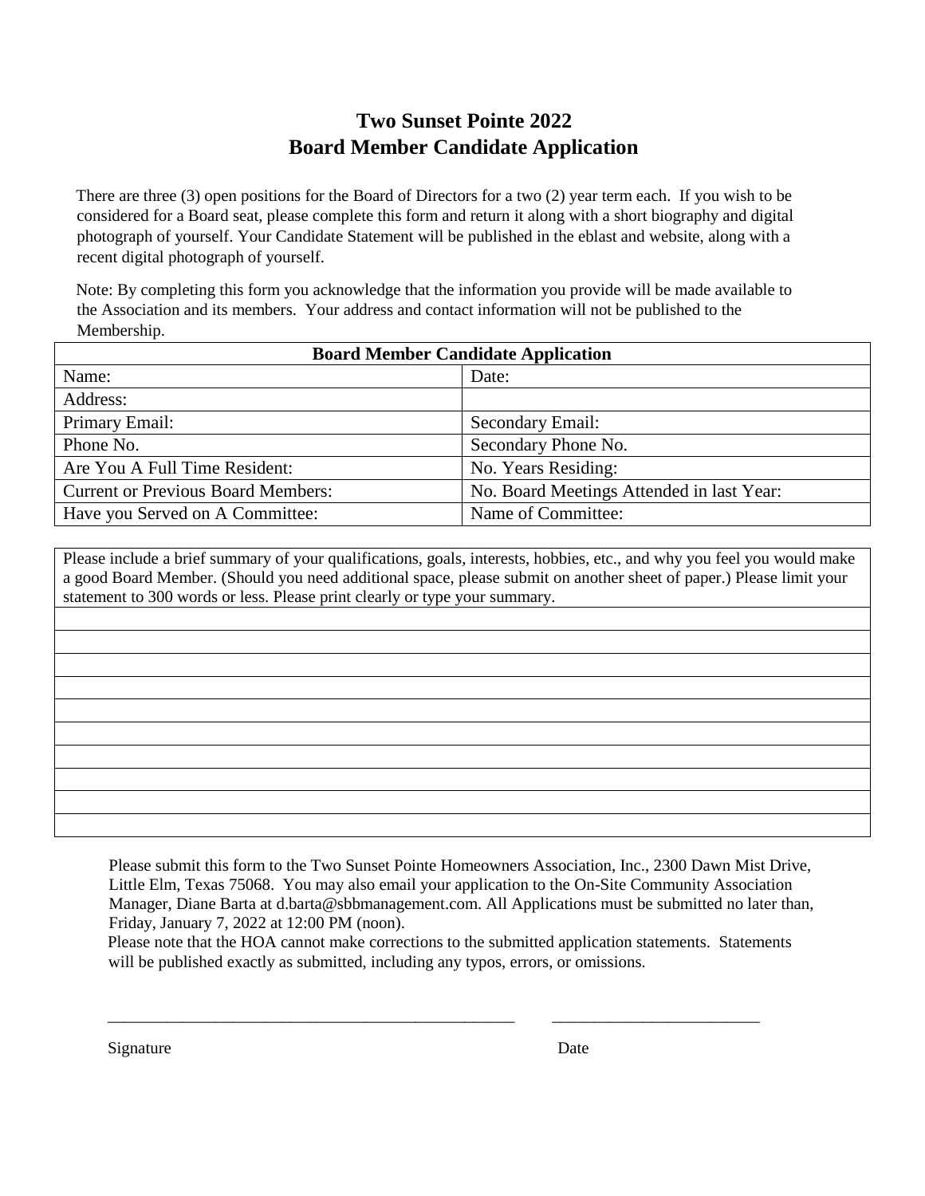# Two Sunset Pointe 2022
# Board Member Candidate Application

There are three (3) open positions for the Board of Directors for a two (2) year term each. If you wish to be considered for a Board seat, please complete this form and return it along with a short biography and digital photograph of yourself. Your Candidate Statement will be published in the eblast and website, along with a recent digital photograph of yourself.

Note: By completing this form you acknowledge that the information you provide will be made available to the Association and its members. Your address and contact information will not be published to the Membership.

| Board Member Candidate Application | |
|---|---|
| Name: | Date: |
| Address: | |
| Primary Email: | Secondary Email: |
| Phone No. | Secondary Phone No. |
| Are You A Full Time Resident: | No. Years Residing: |
| Current or Previous Board Members: | No. Board Meetings Attended in last Year: |
| Have you Served on A Committee: | Name of Committee: |

| Please include a brief summary of your qualifications, goals, interests, hobbies, etc., and why you feel you would make a good Board Member. (Should you need additional space, please submit on another sheet of paper.) Please limit your statement to 300 words or less. Please print clearly or type your summary. |
|---|
| |
| |
| |
| |
| |
| |
| |
| |
| |
| |

Please submit this form to the Two Sunset Pointe Homeowners Association, Inc., 2300 Dawn Mist Drive, Little Elm, Texas 75068. You may also email your application to the On-Site Community Association Manager, Diane Barta at d.barta@sbbmanagement.com. All Applications must be submitted no later than, Friday, January 7, 2022 at 12:00 PM (noon).

Please note that the HOA cannot make corrections to the submitted application statements. Statements will be published exactly as submitted, including any typos, errors, or omissions.

\_\_\_\_\_\_\_\_\_\_\_\_\_\_\_\_\_\_\_\_\_\_\_\_\_\_\_\_\_\_\_\_\_\_\_\_\_\_\_\_\_\_\_\_\_\_ \_\_\_\_\_\_\_\_\_\_\_\_\_\_\_\_\_\_\_\_\_\_\_\_\_\_

Signature Date